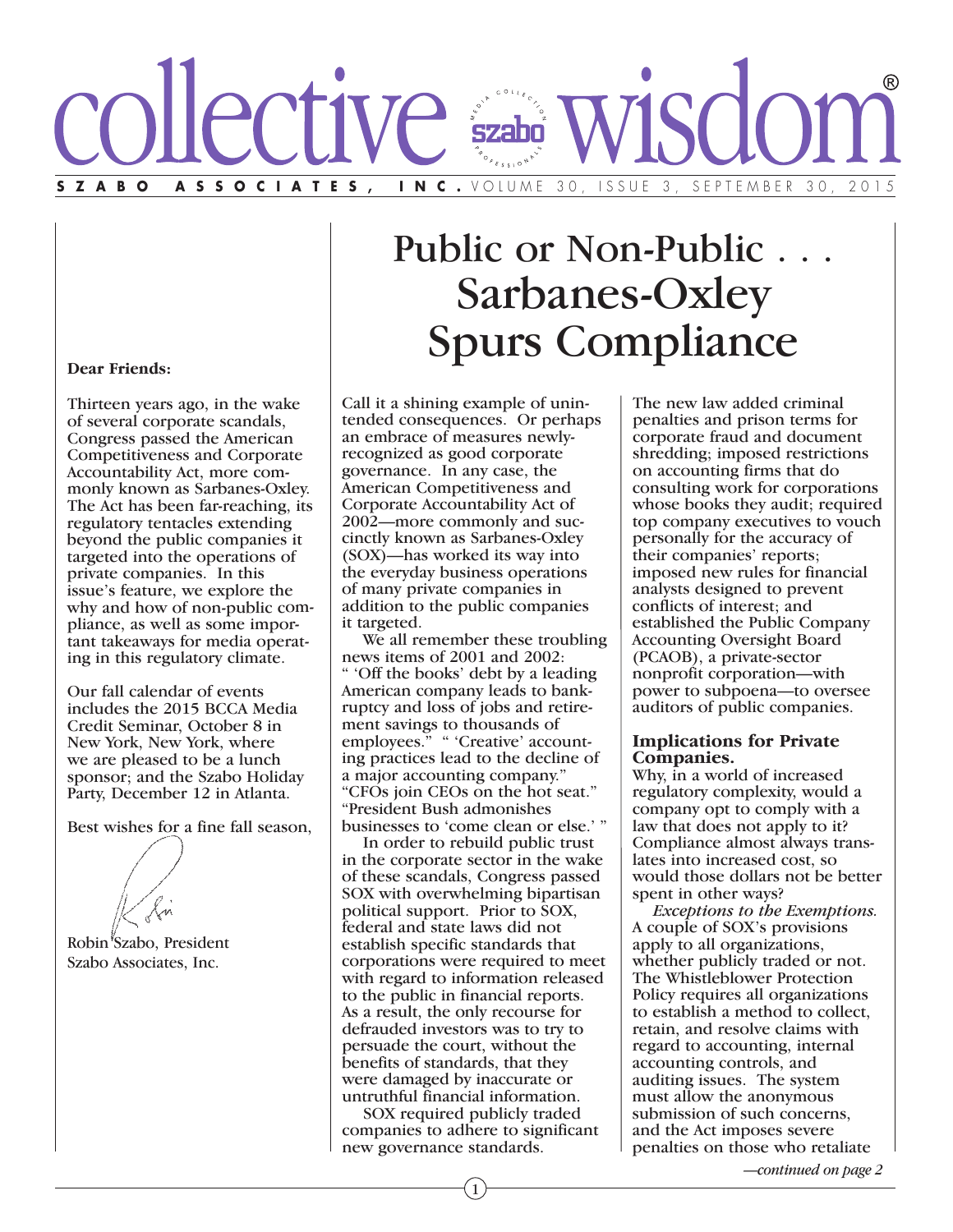# collective wisdom®

**SZABO ASSOCIATES, INC.** VOLUME 30, ISSUE 3, SEPTEMBER 30, 2015

**Dear Friends:**

Thirteen years ago, in the wake of several corporate scandals, Congress passed the American Competitiveness and Corporate Accountability Act, more commonly known as Sarbanes-Oxley. The Act has been far-reaching, its regulatory tentacles extending beyond the public companies it targeted into the operations of private companies. In this issue's feature, we explore the why and how of non-public compliance, as well as some important takeaways for media operating in this regulatory climate.

Our fall calendar of events includes the 2015 BCCA Media Credit Seminar, October 8 in New York, New York, where we are pleased to be a lunch sponsor; and the Szabo Holiday Party, December 12 in Atlanta.

Best wishes for a fine fall season,

Robin Szabo, President
Szabo Associates, Inc.

# Public or Non-Public . . . Sarbanes-Oxley Spurs Compliance

Call it a shining example of unintended consequences. Or perhaps an embrace of measures newly-recognized as good corporate governance. In any case, the American Competitiveness and Corporate Accountability Act of 2002—more commonly and succinctly known as Sarbanes-Oxley (SOX)—has worked its way into the everyday business operations of many private companies in addition to the public companies it targeted.

We all remember these troubling news items of 2001 and 2002: " 'Off the books' debt by a leading American company leads to bankruptcy and loss of jobs and retirement savings to thousands of employees." " 'Creative' accounting practices lead to the decline of a major accounting company." "CFOs join CEOs on the hot seat." "President Bush admonishes businesses to 'come clean or else.' "

In order to rebuild public trust in the corporate sector in the wake of these scandals, Congress passed SOX with overwhelming bipartisan political support. Prior to SOX, federal and state laws did not establish specific standards that corporations were required to meet with regard to information released to the public in financial reports. As a result, the only recourse for defrauded investors was to try to persuade the court, without the benefits of standards, that they were damaged by inaccurate or untruthful financial information.

SOX required publicly traded companies to adhere to significant new governance standards. The new law added criminal penalties and prison terms for corporate fraud and document shredding; imposed restrictions on accounting firms that do consulting work for corporations whose books they audit; required top company executives to vouch personally for the accuracy of their companies' reports; imposed new rules for financial analysts designed to prevent conflicts of interest; and established the Public Company Accounting Oversight Board (PCAOB), a private-sector nonprofit corporation—with power to subpoena—to oversee auditors of public companies.

### Implications for Private Companies.

Why, in a world of increased regulatory complexity, would a company opt to comply with a law that does not apply to it? Compliance almost always translates into increased cost, so would those dollars not be better spent in other ways?

*Exceptions to the Exemptions.* A couple of SOX's provisions apply to all organizations, whether publicly traded or not. The Whistleblower Protection Policy requires all organizations to establish a method to collect, retain, and resolve claims with regard to accounting, internal accounting controls, and auditing issues. The system must allow the anonymous submission of such concerns, and the Act imposes severe penalties on those who retaliate

*—continued on page 2*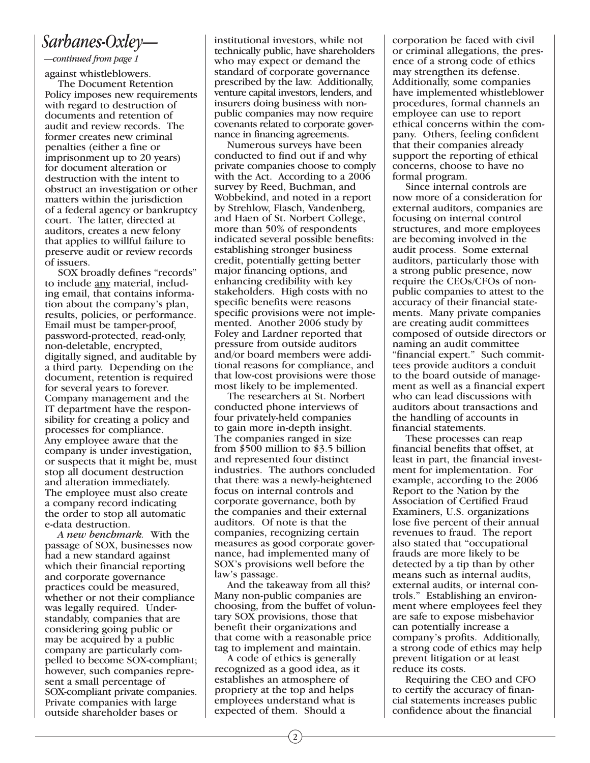# *Sarbanes-Oxley—*

*—continued from page 1*

against whistleblowers.

The Document Retention Policy imposes new requirements with regard to destruction of documents and retention of audit and review records. The former creates new criminal penalties (either a fine or imprisonment up to 20 years) for document alteration or destruction with the intent to obstruct an investigation or other matters within the jurisdiction of a federal agency or bankruptcy court. The latter, directed at auditors, creates a new felony that applies to willful failure to preserve audit or review records of issuers.

SOX broadly defines "records" to include <u>any</u> material, including email, that contains information about the company's plan, results, policies, or performance. Email must be tamper-proof, password-protected, read-only, non-deletable, encrypted, digitally signed, and auditable by a third party. Depending on the document, retention is required for several years to forever. Company management and the IT department have the responsibility for creating a policy and processes for compliance. Any employee aware that the company is under investigation, or suspects that it might be, must stop all document destruction and alteration immediately. The employee must also create a company record indicating the order to stop all automatic e-data destruction.

*A new benchmark.* With the passage of SOX, businesses now had a new standard against which their financial reporting and corporate governance practices could be measured, whether or not their compliance was legally required. Understandably, companies that are considering going public or may be acquired by a public company are particularly compelled to become SOX-compliant; however, such companies represent a small percentage of SOX-compliant private companies. Private companies with large outside shareholder bases or institutional investors, while not technically public, have shareholders who may expect or demand the standard of corporate governance prescribed by the law. Additionally, venture capital investors, lenders, and insurers doing business with non-public companies may now require covenants related to corporate governance in financing agreements.

Numerous surveys have been conducted to find out if and why private companies choose to comply with the Act. According to a 2006 survey by Reed, Buchman, and Wobbekind, and noted in a report by Strehlow, Flasch, Vandenberg, and Haen of St. Norbert College, more than 50% of respondents indicated several possible benefits: establishing stronger business credit, potentially getting better major financing options, and enhancing credibility with key stakeholders. High costs with no specific benefits were reasons specific provisions were not implemented. Another 2006 study by Foley and Lardner reported that pressure from outside auditors and/or board members were additional reasons for compliance, and that low-cost provisions were those most likely to be implemented.

The researchers at St. Norbert conducted phone interviews of four privately-held companies to gain more in-depth insight. The companies ranged in size from $500 million to $3.5 billion and represented four distinct industries. The authors concluded that there was a newly-heightened focus on internal controls and corporate governance, both by the companies and their external auditors. Of note is that the companies, recognizing certain measures as good corporate governance, had implemented many of SOX's provisions well before the law's passage.

And the takeaway from all this? Many non-public companies are choosing, from the buffet of voluntary SOX provisions, those that benefit their organizations and that come with a reasonable price tag to implement and maintain.

A code of ethics is generally recognized as a good idea, as it establishes an atmosphere of propriety at the top and helps employees understand what is expected of them. Should a corporation be faced with civil or criminal allegations, the presence of a strong code of ethics may strengthen its defense. Additionally, some companies have implemented whistleblower procedures, formal channels an employee can use to report ethical concerns within the company. Others, feeling confident that their companies already support the reporting of ethical concerns, choose to have no formal program.

Since internal controls are now more of a consideration for external auditors, companies are focusing on internal control structures, and more employees are becoming involved in the audit process. Some external auditors, particularly those with a strong public presence, now require the CEOs/CFOs of non-public companies to attest to the accuracy of their financial statements. Many private companies are creating audit committees composed of outside directors or naming an audit committee "financial expert." Such committees provide auditors a conduit to the board outside of management as well as a financial expert who can lead discussions with auditors about transactions and the handling of accounts in financial statements.

These processes can reap financial benefits that offset, at least in part, the financial investment for implementation. For example, according to the 2006 Report to the Nation by the Association of Certified Fraud Examiners, U.S. organizations lose five percent of their annual revenues to fraud. The report also stated that "occupational frauds are more likely to be detected by a tip than by other means such as internal audits, external audits, or internal controls." Establishing an environment where employees feel they are safe to expose misbehavior can potentially increase a company's profits. Additionally, a strong code of ethics may help prevent litigation or at least reduce its costs.

Requiring the CEO and CFO to certify the accuracy of financial statements increases public confidence about the financial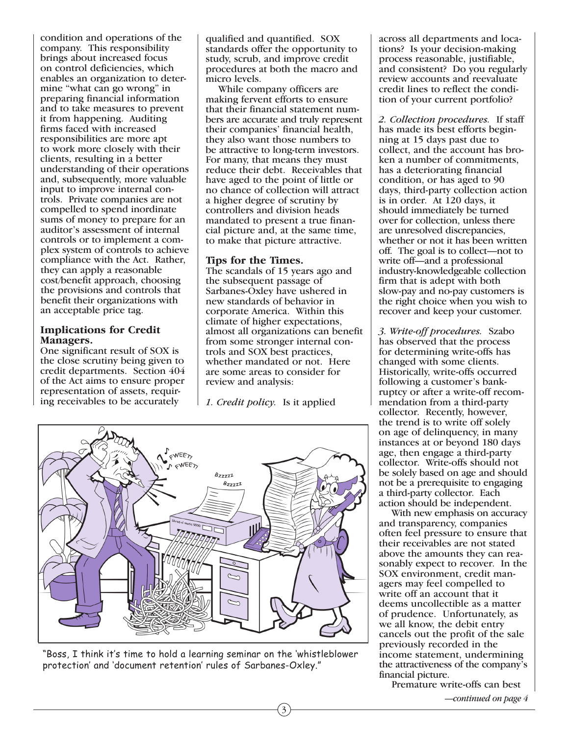condition and operations of the company. This responsibility brings about increased focus on control deficiencies, which enables an organization to determine "what can go wrong" in preparing financial information and to take measures to prevent it from happening. Auditing firms faced with increased responsibilities are more apt to work more closely with their clients, resulting in a better understanding of their operations and, subsequently, more valuable input to improve internal controls. Private companies are not compelled to spend inordinate sums of money to prepare for an auditor's assessment of internal controls or to implement a complex system of controls to achieve compliance with the Act. Rather, they can apply a reasonable cost/benefit approach, choosing the provisions and controls that benefit their organizations with an acceptable price tag.

### Implications for Credit Managers.

One significant result of SOX is the close scrutiny being given to credit departments. Section 404 of the Act aims to ensure proper representation of assets, requiring receivables to be accurately qualified and quantified. SOX standards offer the opportunity to study, scrub, and improve credit procedures at both the macro and micro levels.

While company officers are making fervent efforts to ensure that their financial statement numbers are accurate and truly represent their companies' financial health, they also want those numbers to be attractive to long-term investors. For many, that means they must reduce their debt. Receivables that have aged to the point of little or no chance of collection will attract a higher degree of scrutiny by controllers and division heads mandated to present a true financial picture and, at the same time, to make that picture attractive.

### Tips for the Times.

The scandals of 15 years ago and the subsequent passage of Sarbanes-Oxley have ushered in new standards of behavior in corporate America. Within this climate of higher expectations, almost all organizations can benefit from some stronger internal controls and SOX best practices, whether mandated or not. Here are some areas to consider for review and analysis:

*1. Credit policy.* Is it applied across all departments and locations? Is your decision-making process reasonable, justifiable, and consistent? Do you regularly review accounts and reevaluate credit lines to reflect the condition of your current portfolio?

*2. Collection procedures.* If staff has made its best efforts beginning at 15 days past due to collect, and the account has broken a number of commitments, has a deteriorating financial condition, or has aged to 90 days, third-party collection action is in order. At 120 days, it should immediately be turned over for collection, unless there are unresolved discrepancies, whether or not it has been written off. The goal is to collect—not to write off—and a professional industry-knowledgeable collection firm that is adept with both slow-pay and no-pay customers is the right choice when you wish to recover and keep your customer.

*3. Write-off procedures.* Szabo has observed that the process for determining write-offs has changed with some clients. Historically, write-offs occurred following a customer's bankruptcy or after a write-off recommendation from a third-party collector. Recently, however, the trend is to write off solely on age of delinquency, in many instances at or beyond 180 days age, then engage a third-party collector. Write-offs should not be solely based on age and should not be a prerequisite to engaging a third-party collector. Each action should be independent.

With new emphasis on accuracy and transparency, companies often feel pressure to ensure that their receivables are not stated above the amounts they can reasonably expect to recover. In the SOX environment, credit managers may feel compelled to write off an account that it deems uncollectible as a matter of prudence. Unfortunately, as we all know, the debit entry cancels out the profit of the sale previously recorded in the income statement, undermining the attractiveness of the company's financial picture.

Premature write-offs can best

"Boss, I think it's time to hold a learning seminar on the 'whistleblower protection' and 'document retention' rules of Sarbanes-Oxley."

*—continued on page 4*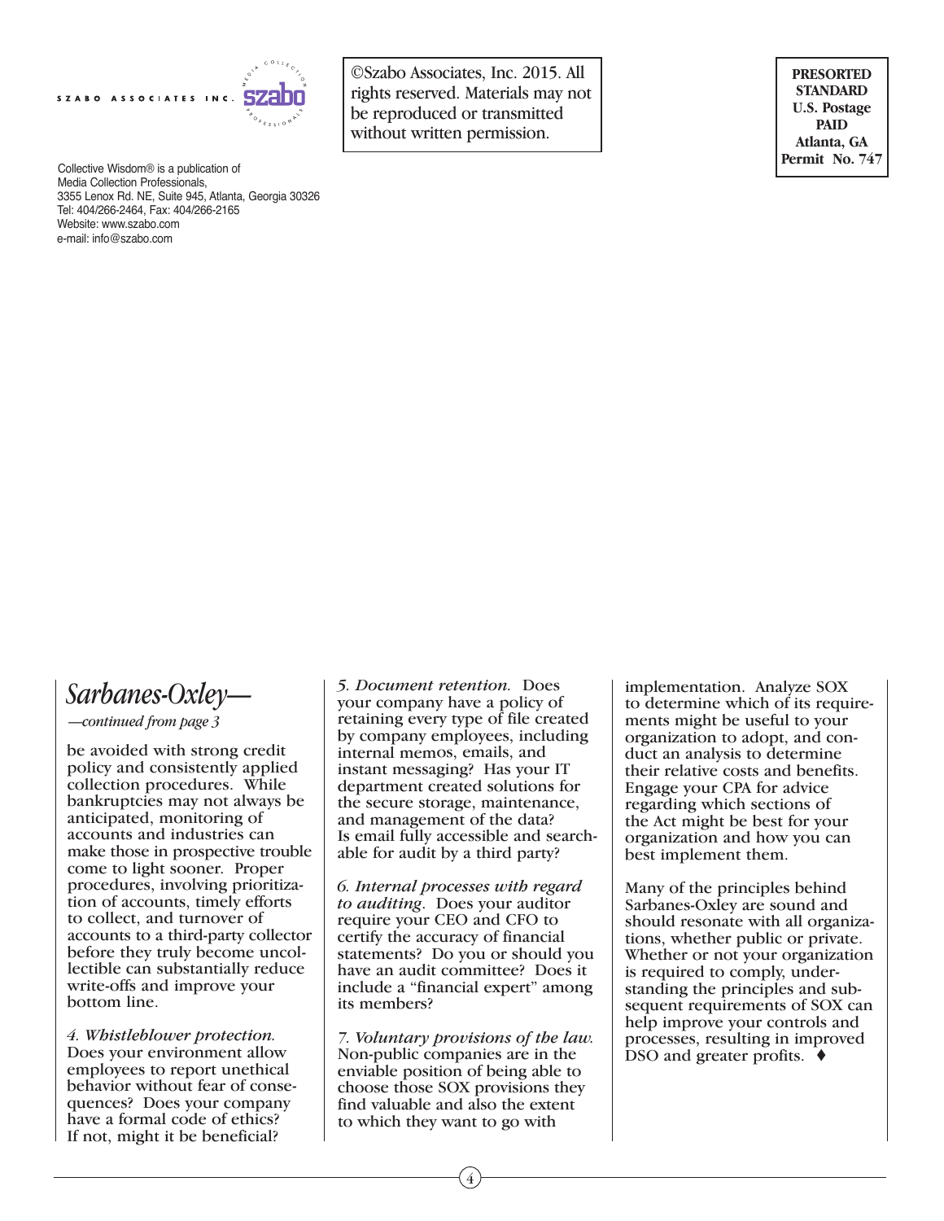SZABO ASSOCIATES INC.

Collective Wisdom® is a publication of
Media Collection Professionals,
3355 Lenox Rd. NE, Suite 945, Atlanta, Georgia 30326
Tel: 404/266-2464, Fax: 404/266-2165
Website: www.szabo.com
e-mail: info@szabo.com

©Szabo Associates, Inc. 2015. All rights reserved. Materials may not be reproduced or transmitted without written permission.

**PRESORTED STANDARD**
**U.S. Postage**
**PAID**
**Atlanta, GA**
**Permit No. 747**

## *Sarbanes-Oxley—*

*—continued from page 3*

be avoided with strong credit policy and consistently applied collection procedures. While bankruptcies may not always be anticipated, monitoring of accounts and industries can make those in prospective trouble come to light sooner. Proper procedures, involving prioritization of accounts, timely efforts to collect, and turnover of accounts to a third-party collector before they truly become uncollectible can substantially reduce write-offs and improve your bottom line.

*4. Whistleblower protection.* Does your environment allow employees to report unethical behavior without fear of consequences? Does your company have a formal code of ethics? If not, might it be beneficial?

*5. Document retention.* Does your company have a policy of retaining every type of file created by company employees, including internal memos, emails, and instant messaging? Has your IT department created solutions for the secure storage, maintenance, and management of the data? Is email fully accessible and searchable for audit by a third party?

*6. Internal processes with regard to auditing.* Does your auditor require your CEO and CFO to certify the accuracy of financial statements? Do you or should you have an audit committee? Does it include a "financial expert" among its members?

*7. Voluntary provisions of the law.* Non-public companies are in the enviable position of being able to choose those SOX provisions they find valuable and also the extent to which they want to go with implementation. Analyze SOX to determine which of its requirements might be useful to your organization to adopt, and conduct an analysis to determine their relative costs and benefits. Engage your CPA for advice regarding which sections of the Act might be best for your organization and how you can best implement them.

Many of the principles behind Sarbanes-Oxley are sound and should resonate with all organizations, whether public or private. Whether or not your organization is required to comply, understanding the principles and subsequent requirements of SOX can help improve your controls and processes, resulting in improved DSO and greater profits. ♦